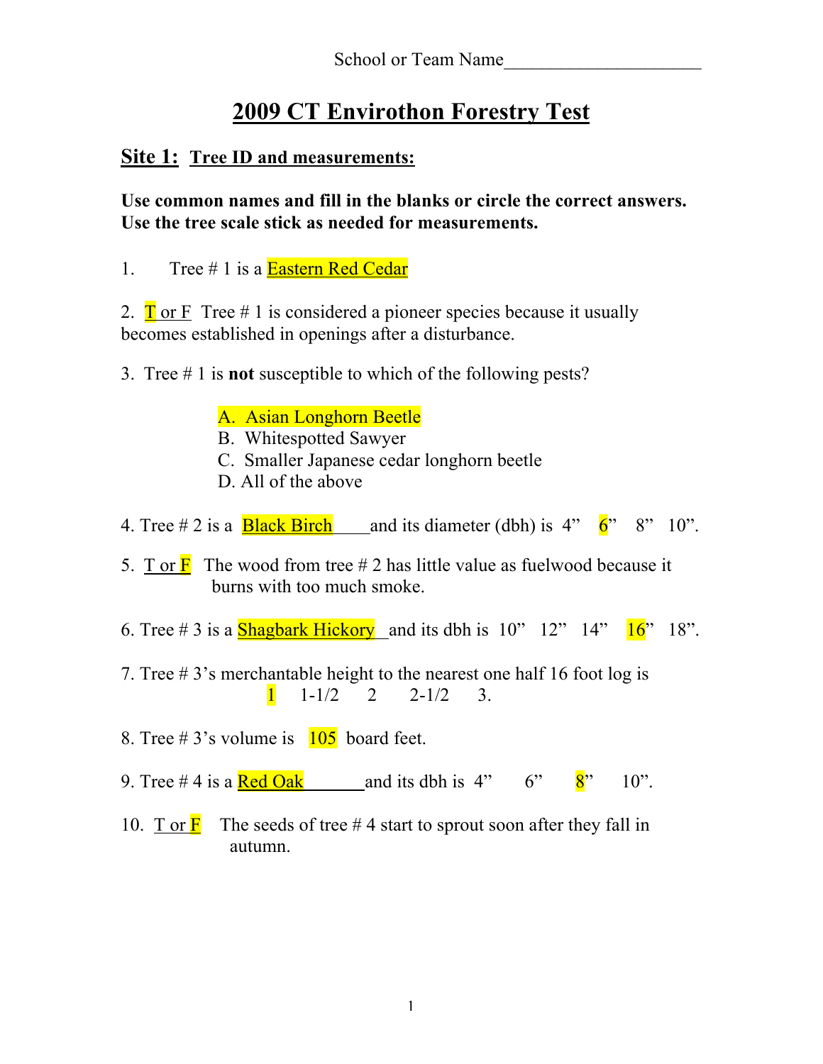School or Team Name_____________________

# 2009 CT Envirothon Forestry Test

## Site 1: Tree ID and measurements:

**Use common names and fill in the blanks or circle the correct answers. Use the tree scale stick as needed for measurements.**

1. Tree # 1 is a Eastern Red Cedar

2. T or F Tree # 1 is considered a pioneer species because it usually becomes established in openings after a disturbance.

3. Tree # 1 is **not** susceptible to which of the following pests?

   A. Asian Longhorn Beetle
   B. Whitespotted Sawyer
   C. Smaller Japanese cedar longhorn beetle
   D. All of the above

4. Tree # 2 is a Black Birch and its diameter (dbh) is 4" 6" 8" 10".

5. T or F The wood from tree # 2 has little value as fuelwood because it burns with too much smoke.

6. Tree # 3 is a Shagbark Hickory and its dbh is 10" 12" 14" 16" 18".

7. Tree # 3's merchantable height to the nearest one half 16 foot log is 1 1-1/2 2 2-1/2 3.

8. Tree # 3's volume is 105 board feet.

9. Tree # 4 is a Red Oak and its dbh is 4" 6" 8" 10".

10. T or F The seeds of tree # 4 start to sprout soon after they fall in autumn.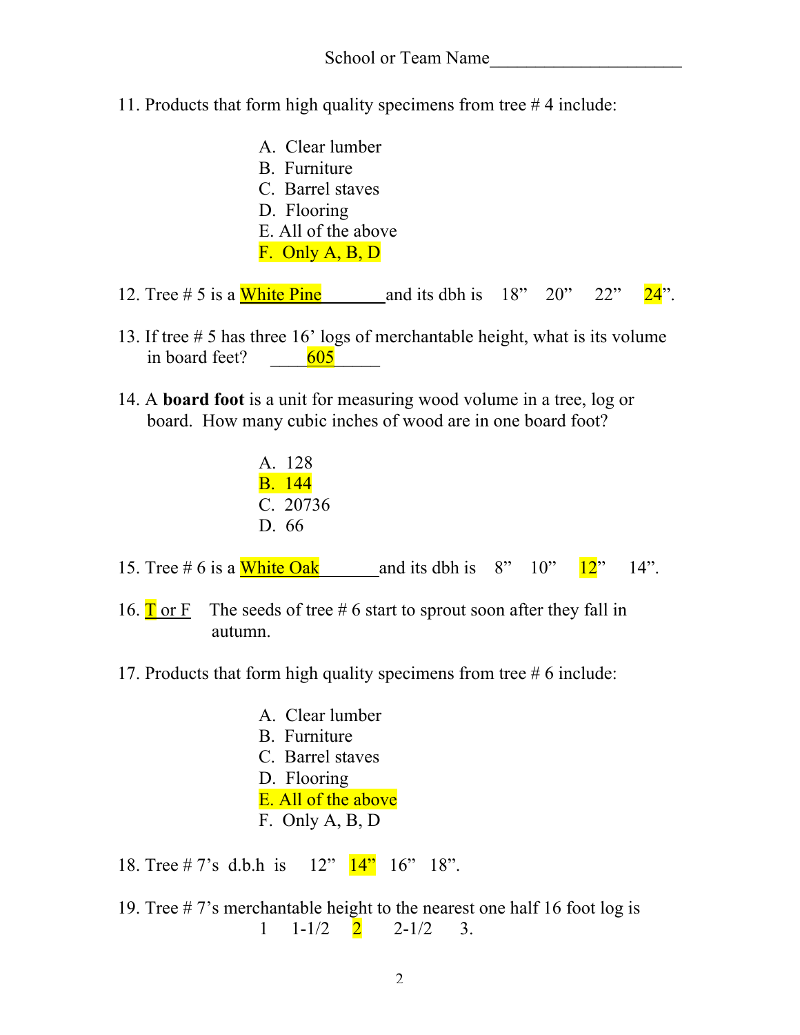School or Team Name_____________________

11. Products that form high quality specimens from tree # 4 include:

    A. Clear lumber
    B. Furniture
    C. Barrel staves
    D. Flooring
    E. All of the above
    F. Only A, B, D

12. Tree # 5 is a White Pine_______and its dbh is 18” 20” 22” 24”.

13. If tree # 5 has three 16’ logs of merchantable height, what is its volume in board feet? _____605_____

14. A **board foot** is a unit for measuring wood volume in a tree, log or board. How many cubic inches of wood are in one board foot?

    A. 128
    B. 144
    C. 20736
    D. 66

15. Tree # 6 is a White Oak_______and its dbh is 8” 10” 12” 14”.

16. T or F The seeds of tree # 6 start to sprout soon after they fall in autumn.

17. Products that form high quality specimens from tree # 6 include:

    A. Clear lumber
    B. Furniture
    C. Barrel staves
    D. Flooring
    E. All of the above
    F. Only A, B, D

18. Tree # 7’s d.b.h is 12” 14” 16” 18”.

19. Tree # 7’s merchantable height to the nearest one half 16 foot log is
    1 1-1/2 2 2-1/2 3.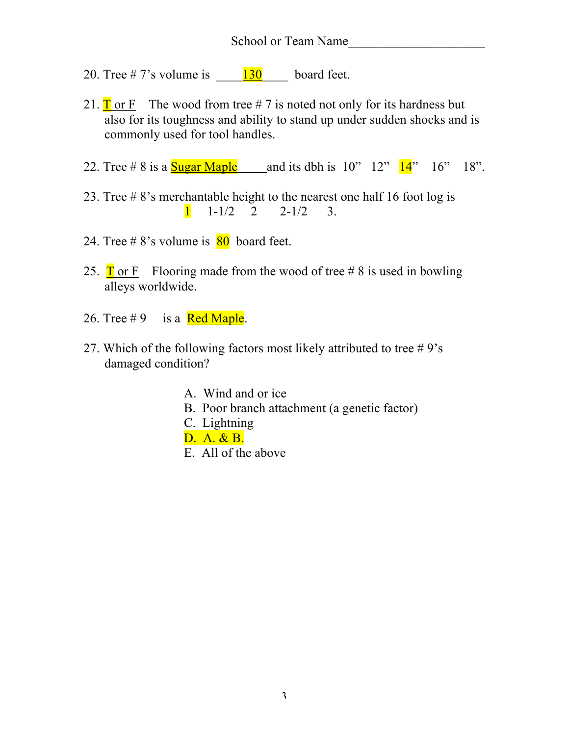School or Team Name_____________________

20. Tree # 7's volume is ____130____ board feet.

21. T or F The wood from tree # 7 is noted not only for its hardness but also for its toughness and ability to stand up under sudden shocks and is commonly used for tool handles.

22. Tree # 8 is a Sugar Maple_____and its dbh is 10" 12" 14" 16" 18".

23. Tree # 8's merchantable height to the nearest one half 16 foot log is
1 1-1/2 2 2-1/2 3.

24. Tree # 8's volume is 80 board feet.

25. T or F Flooring made from the wood of tree # 8 is used in bowling alleys worldwide.

26. Tree # 9 is a Red Maple.

27. Which of the following factors most likely attributed to tree # 9's damaged condition?

A. Wind and or ice
B. Poor branch attachment (a genetic factor)
C. Lightning
D. A. & B.
E. All of the above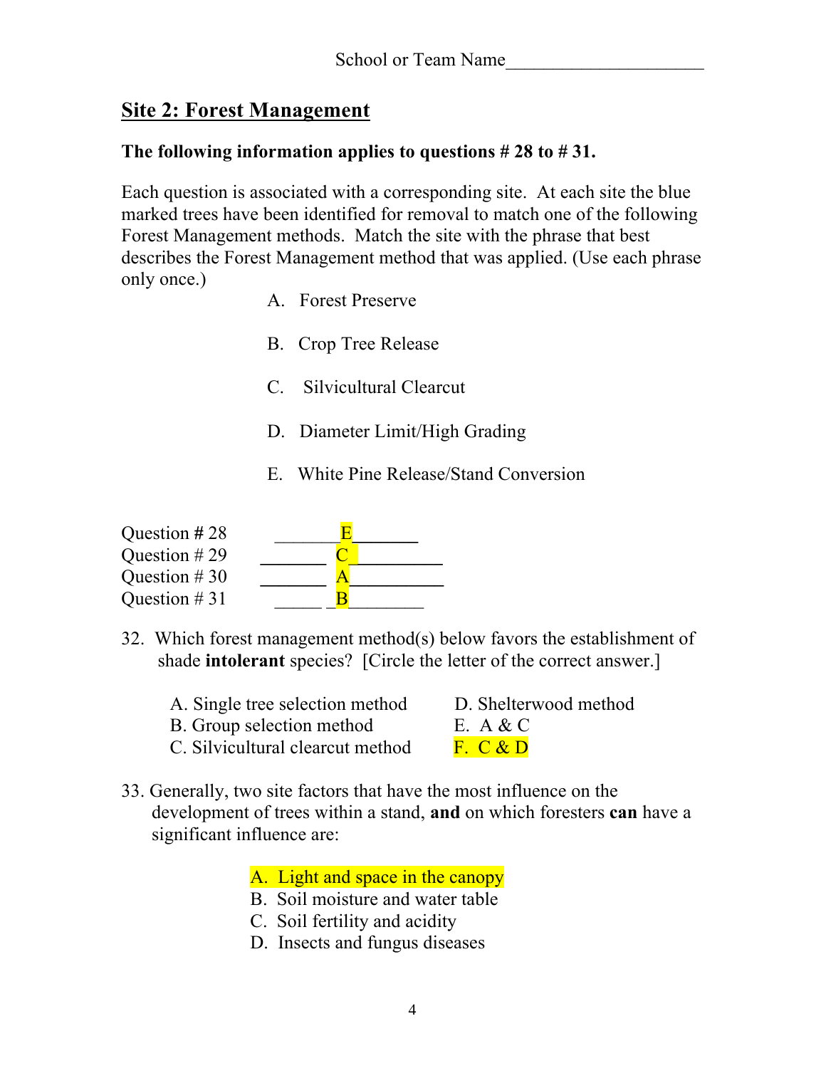School or Team Name_____________________

## Site 2: Forest Management

**The following information applies to questions # 28 to # 31.**

Each question is associated with a corresponding site. At each site the blue marked trees have been identified for removal to match one of the following Forest Management methods. Match the site with the phrase that best describes the Forest Management method that was applied. (Use each phrase only once.)

A. Forest Preserve

B. Crop Tree Release

C. Silvicultural Clearcut

D. Diameter Limit/High Grading

E. White Pine Release/Stand Conversion

Question # 28 ________E________

Question # 29 ________C__________

Question # 30 ________A__________

Question # 31 ______ _B_________

32. Which forest management method(s) below favors the establishment of shade **intolerant** species? [Circle the letter of the correct answer.]

A. Single tree selection method
B. Group selection method
C. Silvicultural clearcut method
D. Shelterwood method
E. A & C
F. C & D

33. Generally, two site factors that have the most influence on the development of trees within a stand, **and** on which foresters **can** have a significant influence are:

A. Light and space in the canopy
B. Soil moisture and water table
C. Soil fertility and acidity
D. Insects and fungus diseases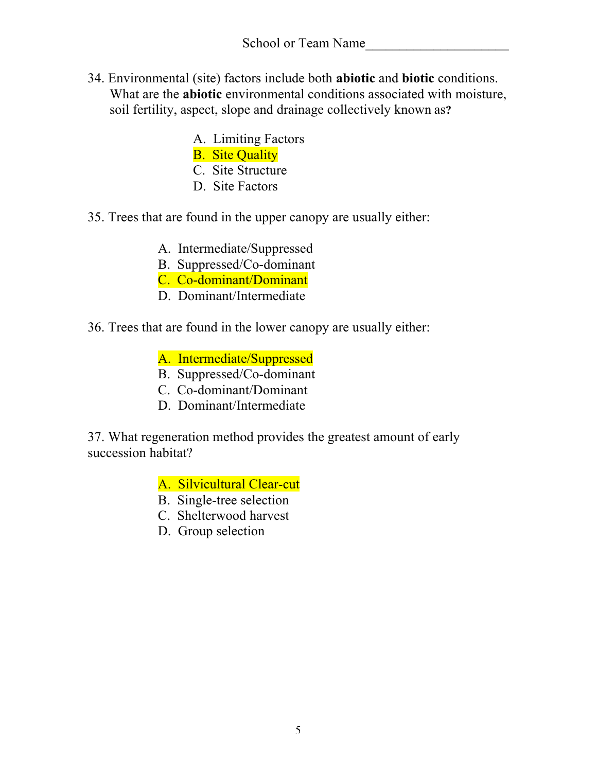School or Team Name____________________

34. Environmental (site) factors include both **abiotic** and **biotic** conditions. What are the **abiotic** environmental conditions associated with moisture, soil fertility, aspect, slope and drainage collectively known as**?**

A. Limiting Factors
B. Site Quality
C. Site Structure
D. Site Factors

35. Trees that are found in the upper canopy are usually either:

A. Intermediate/Suppressed
B. Suppressed/Co-dominant
C. Co-dominant/Dominant
D. Dominant/Intermediate

36. Trees that are found in the lower canopy are usually either:

A. Intermediate/Suppressed
B. Suppressed/Co-dominant
C. Co-dominant/Dominant
D. Dominant/Intermediate

37. What regeneration method provides the greatest amount of early succession habitat?

A. Silvicultural Clear-cut
B. Single-tree selection
C. Shelterwood harvest
D. Group selection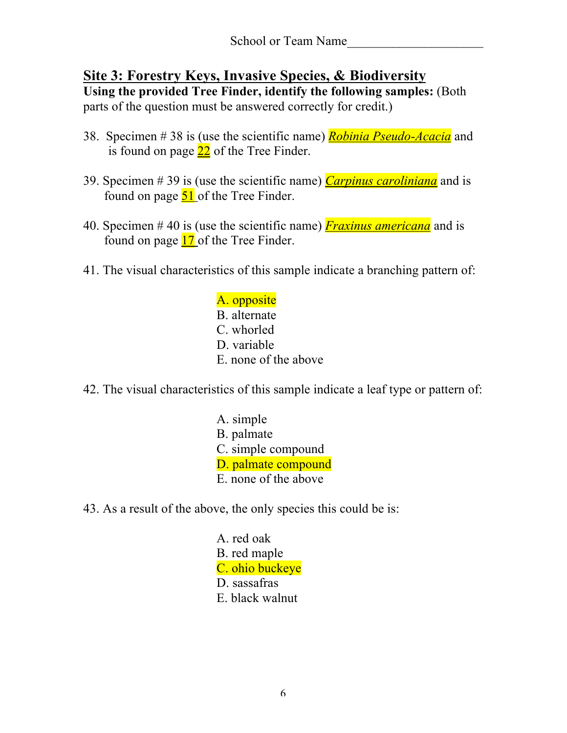School or Team Name____________________

## Site 3: Forestry Keys, Invasive Species, & Biodiversity

**Using the provided Tree Finder, identify the following samples:** (Both parts of the question must be answered correctly for credit.)

38. Specimen # 38 is (use the scientific name) ***Robinia Pseudo-Acacia*** and is found on page 22 of the Tree Finder.

39. Specimen # 39 is (use the scientific name) *Carpinus caroliniana* and is found on page 51 of the Tree Finder.

40. Specimen # 40 is (use the scientific name) *Fraxinus americana* and is found on page 17 of the Tree Finder.

41. The visual characteristics of this sample indicate a branching pattern of:

    A. opposite
    B. alternate
    C. whorled
    D. variable
    E. none of the above

42. The visual characteristics of this sample indicate a leaf type or pattern of:

    A. simple
    B. palmate
    C. simple compound
    D. palmate compound
    E. none of the above

43. As a result of the above, the only species this could be is:

    A. red oak
    B. red maple
    C. ohio buckeye
    D. sassafras
    E. black walnut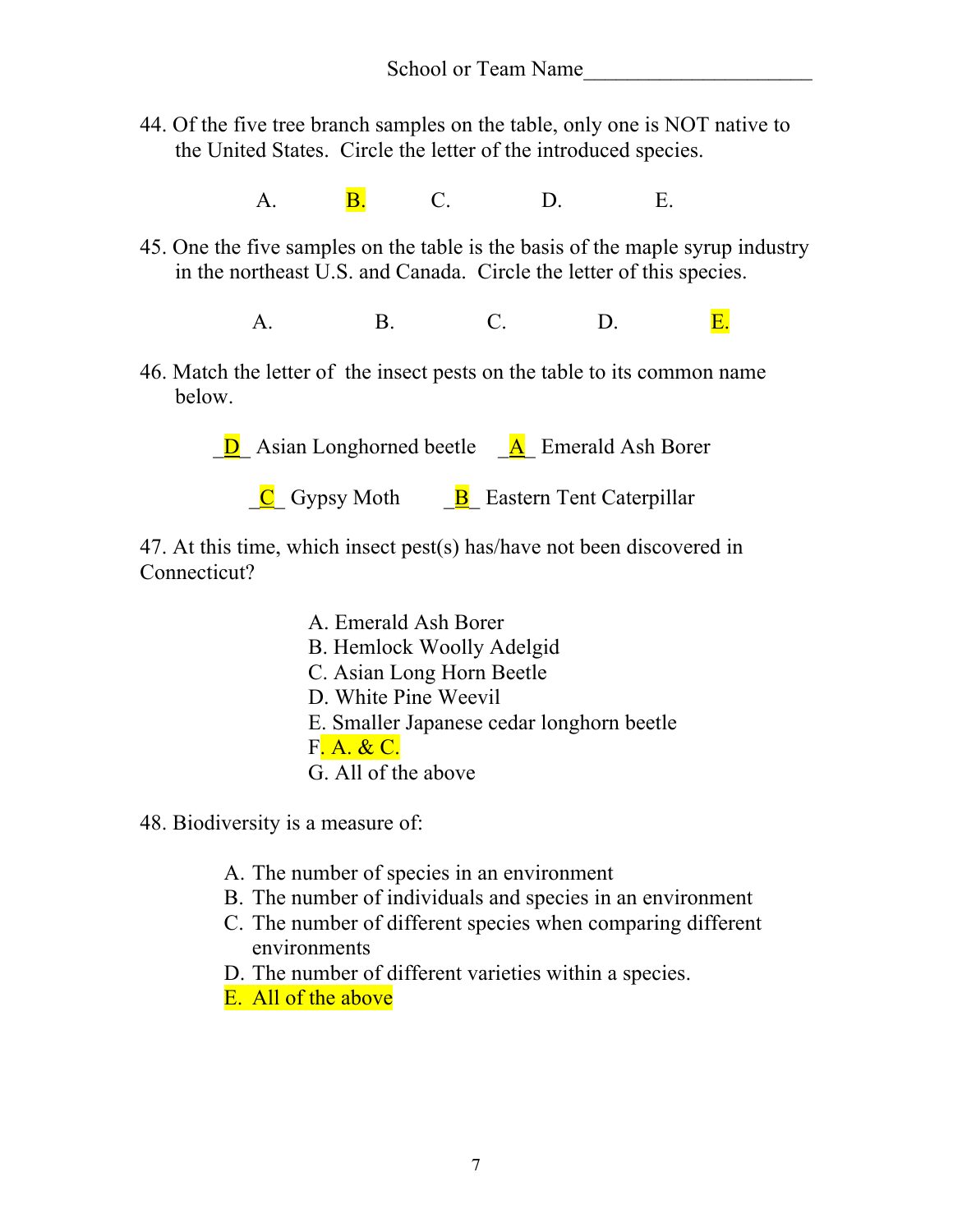School or Team Name____________________

44. Of the five tree branch samples on the table, only one is NOT native to the United States. Circle the letter of the introduced species.

A. B. C. D. E.

45. One the five samples on the table is the basis of the maple syrup industry in the northeast U.S. and Canada. Circle the letter of this species.

A. B. C. D. E.

46. Match the letter of the insect pests on the table to its common name below.

_D_ Asian Longhorned beetle _A_ Emerald Ash Borer

_C_ Gypsy Moth _B_ Eastern Tent Caterpillar

47. At this time, which insect pest(s) has/have not been discovered in Connecticut?

A. Emerald Ash Borer
B. Hemlock Woolly Adelgid
C. Asian Long Horn Beetle
D. White Pine Weevil
E. Smaller Japanese cedar longhorn beetle
F. A. & C.
G. All of the above

48. Biodiversity is a measure of:

A. The number of species in an environment
B. The number of individuals and species in an environment
C. The number of different species when comparing different environments
D. The number of different varieties within a species.
E. All of the above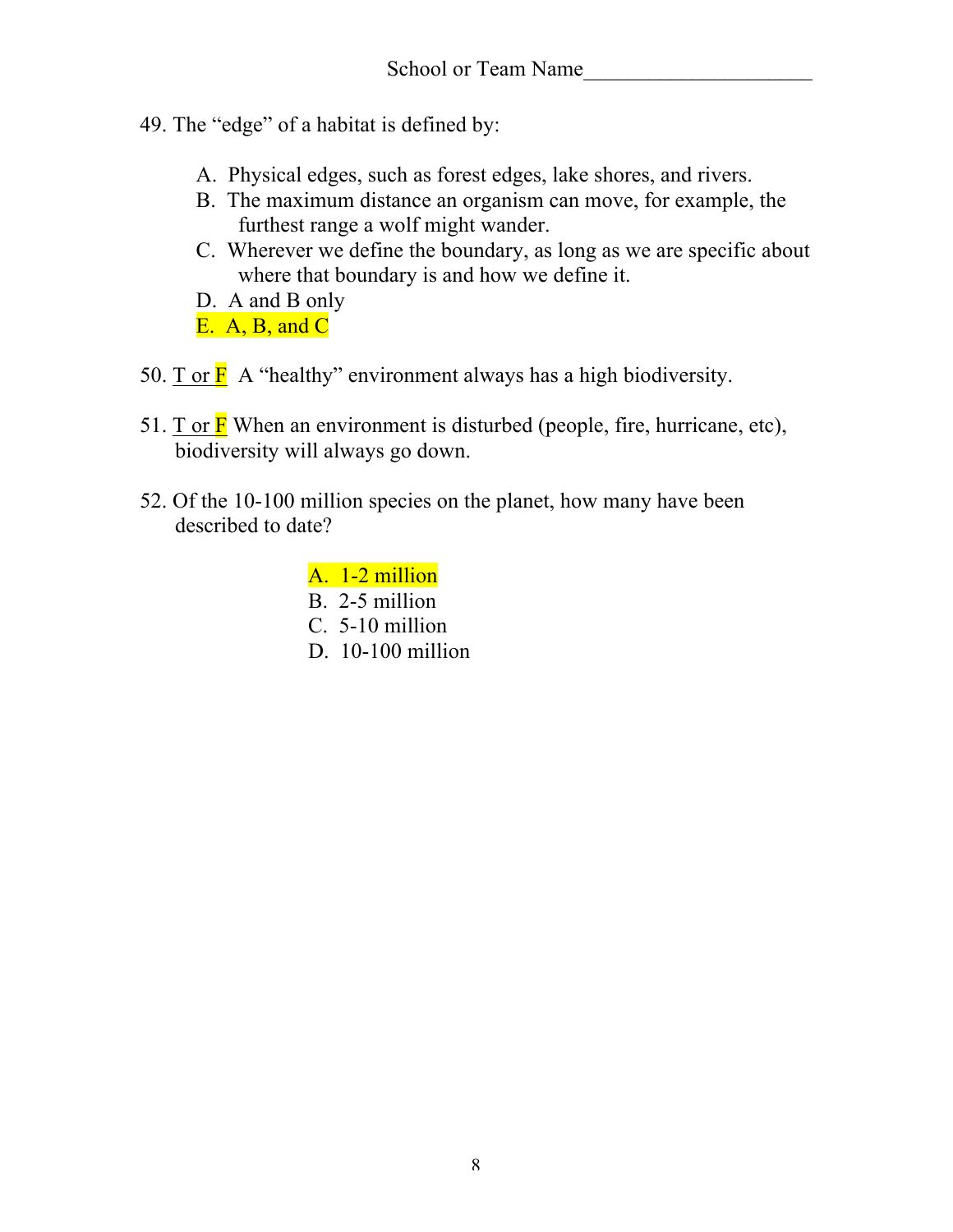School or Team Name_____________________

49. The "edge" of a habitat is defined by:

    A. Physical edges, such as forest edges, lake shores, and rivers.
    B. The maximum distance an organism can move, for example, the furthest range a wolf might wander.
    C. Wherever we define the boundary, as long as we are specific about where that boundary is and how we define it.
    D. A and B only
    E. A, B, and C

50. T or F A "healthy" environment always has a high biodiversity.

51. T or F When an environment is disturbed (people, fire, hurricane, etc), biodiversity will always go down.

52. Of the 10-100 million species on the planet, how many have been described to date?

    A. 1-2 million
    B. 2-5 million
    C. 5-10 million
    D. 10-100 million